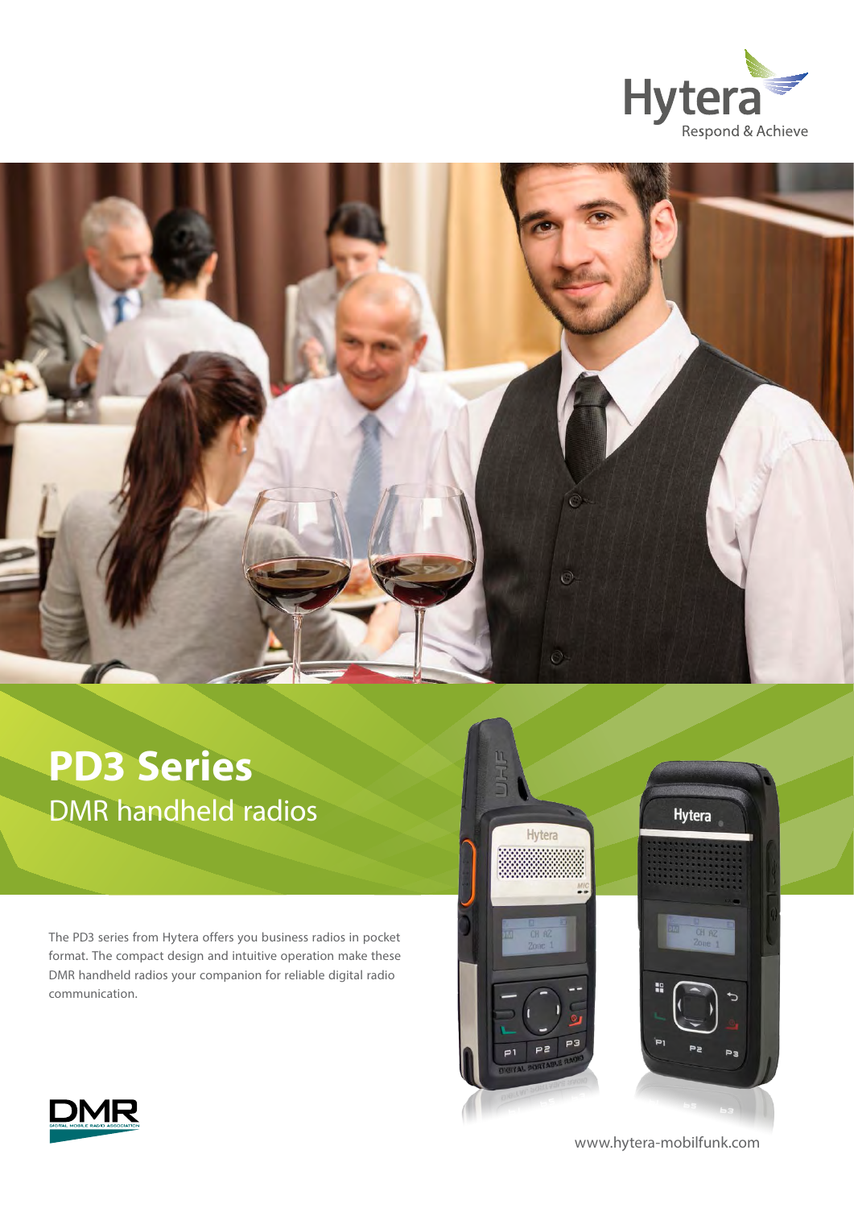Hytera
Respond & Achieve

# PD3 Series

## DMR handheld radios

The PD3 series from Hytera offers you business radios in pocket format. The compact design and intuitive operation make these DMR handheld radios your companion for reliable digital radio communication.

www.hytera-mobilfunk.com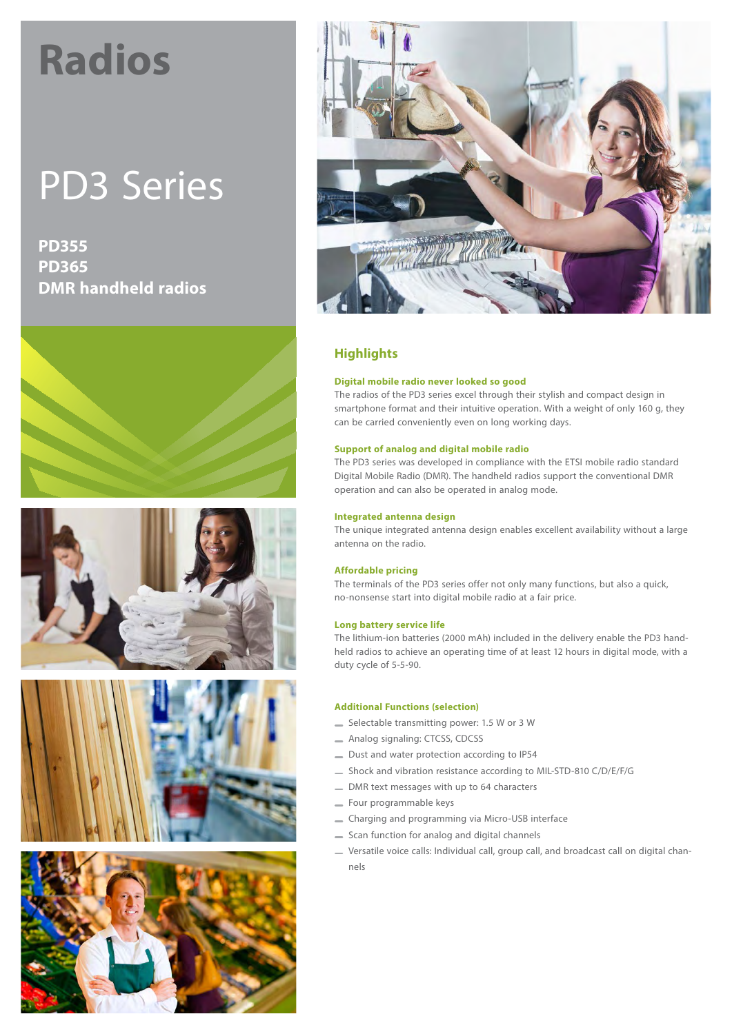# Radios

## PD3 Series

**PD355**
**PD365**
**DMR handheld radios**

## Highlights

### Digital mobile radio never looked so good

The radios of the PD3 series excel through their stylish and compact design in smartphone format and their intuitive operation. With a weight of only 160 g, they can be carried conveniently even on long working days.

### Support of analog and digital mobile radio

The PD3 series was developed in compliance with the ETSI mobile radio standard Digital Mobile Radio (DMR). The handheld radios support the conventional DMR operation and can also be operated in analog mode.

### Integrated antenna design

The unique integrated antenna design enables excellent availability without a large antenna on the radio.

### Affordable pricing

The terminals of the PD3 series offer not only many functions, but also a quick, no-nonsense start into digital mobile radio at a fair price.

### Long battery service life

The lithium-ion batteries (2000 mAh) included in the delivery enable the PD3 handheld radios to achieve an operating time of at least 12 hours in digital mode, with a duty cycle of 5-5-90.

### Additional Functions (selection)

- Selectable transmitting power: 1.5 W or 3 W
- Analog signaling: CTCSS, CDCSS
- Dust and water protection according to IP54
- Shock and vibration resistance according to MIL-STD-810 C/D/E/F/G
- DMR text messages with up to 64 characters
- Four programmable keys
- Charging and programming via Micro-USB interface
- Scan function for analog and digital channels
- Versatile voice calls: Individual call, group call, and broadcast call on digital channels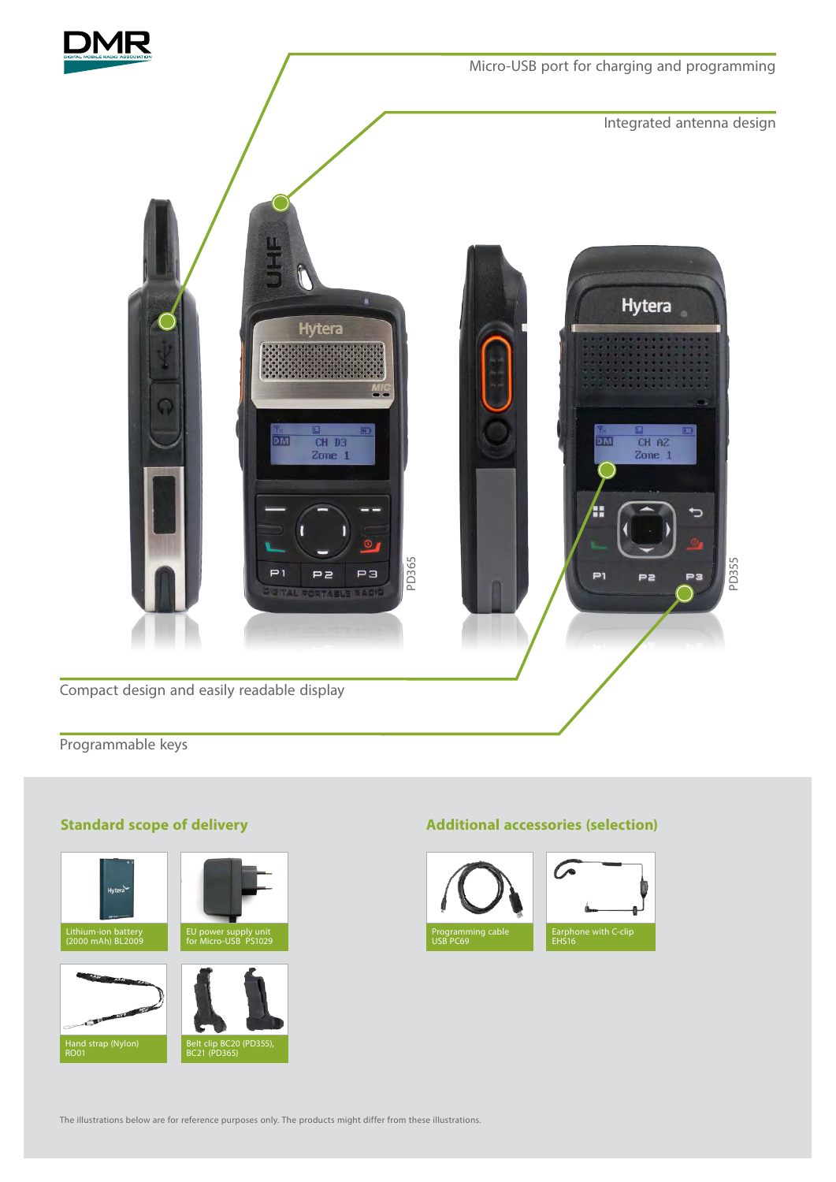Micro-USB port for charging and programming

Integrated antenna design

PD365

PD355

Compact design and easily readable display

Programmable keys

## Standard scope of delivery

- Lithium-ion battery (2000 mAh) BL2009
- EU power supply unit for Micro-USB PS1029
- Hand strap (Nylon) RO01
- Belt clip BC20 (PD355), BC21 (PD365)

## Additional accessories (selection)

- Programming cable USB PC69
- Earphone with C-clip EHS16

The illustrations below are for reference purposes only. The products might differ from these illustrations.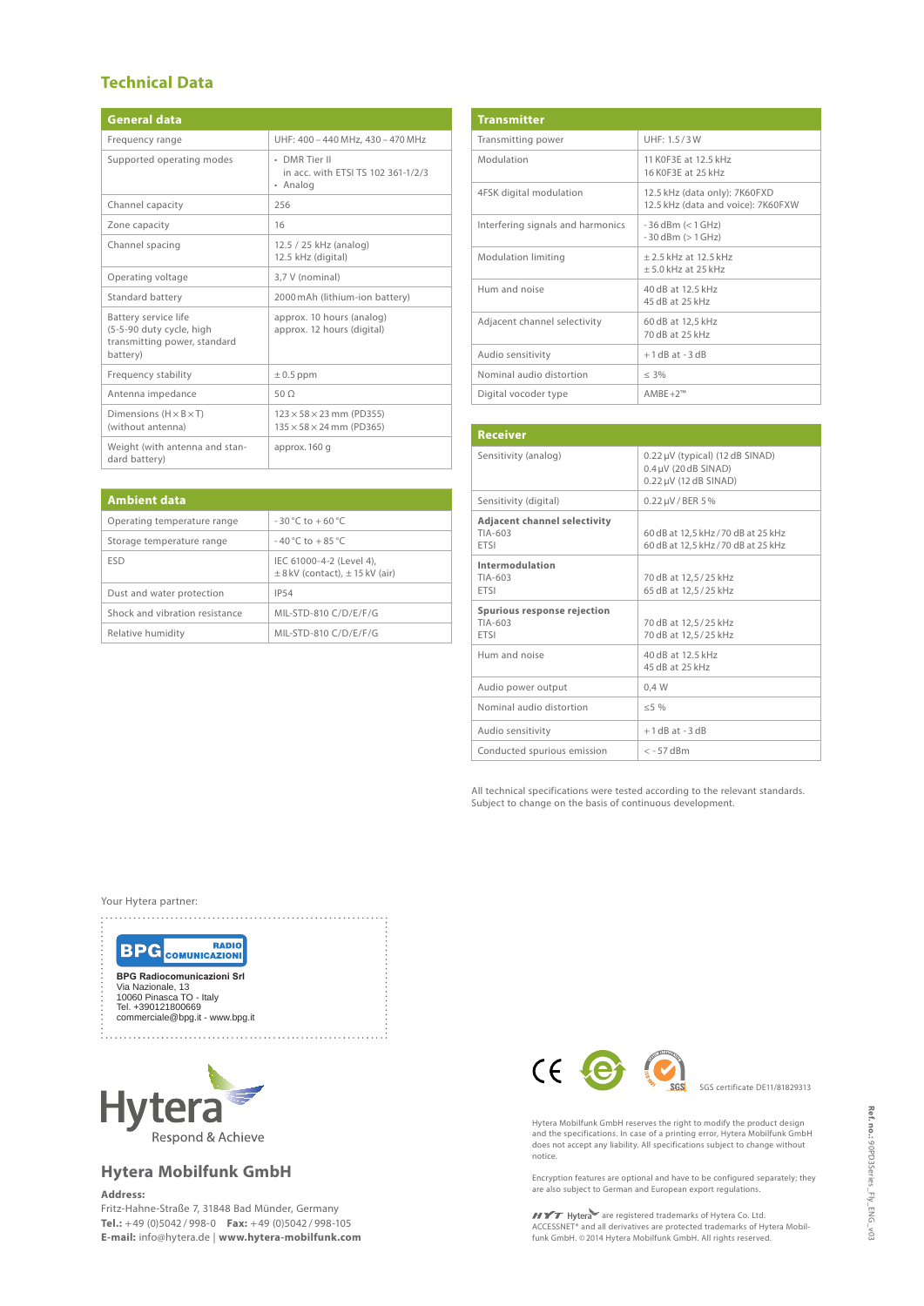## Technical Data

| General data | |
|---|---|
| Frequency range | UHF: 400 – 440 MHz, 430 – 470 MHz |
| Supported operating modes | • DMR Tier II in acc. with ETSI TS 102 361-1/2/3 • Analog |
| Channel capacity | 256 |
| Zone capacity | 16 |
| Channel spacing | 12.5 / 25 kHz (analog) 12.5 kHz (digital) |
| Operating voltage | 3,7 V (nominal) |
| Standard battery | 2000 mAh (lithium-ion battery) |
| Battery service life (5-5-90 duty cycle, high transmitting power, standard battery) | approx. 10 hours (analog) approx. 12 hours (digital) |
| Frequency stability | ± 0.5 ppm |
| Antenna impedance | 50 Ω |
| Dimensions (H × B × T) (without antenna) | 123 × 58 × 23 mm (PD355) 135 × 58 × 24 mm (PD365) |
| Weight (with antenna and standard battery) | approx. 160 g |

| Ambient data | |
|---|---|
| Operating temperature range | - 30 °C to + 60 °C |
| Storage temperature range | - 40 °C to + 85 °C |
| ESD | IEC 61000-4-2 (Level 4), ± 8 kV (contact), ± 15 kV (air) |
| Dust and water protection | IP54 |
| Shock and vibration resistance | MIL-STD-810 C/D/E/F/G |
| Relative humidity | MIL-STD-810 C/D/E/F/G |

| Transmitter | |
|---|---|
| Transmitting power | UHF: 1.5 / 3 W |
| Modulation | 11 K0F3E at 12.5 kHz 16 K0F3E at 25 kHz |
| 4FSK digital modulation | 12.5 kHz (data only): 7K60FXD 12.5 kHz (data and voice): 7K60FXW |
| Interfering signals and harmonics | - 36 dBm (< 1 GHz) - 30 dBm (> 1 GHz) |
| Modulation limiting | ± 2.5 kHz at 12.5 kHz ± 5.0 kHz at 25 kHz |
| Hum and noise | 40 dB at 12.5 kHz 45 dB at 25 kHz |
| Adjacent channel selectivity | 60 dB at 12,5 kHz 70 dB at 25 kHz |
| Audio sensitivity | + 1 dB at - 3 dB |
| Nominal audio distortion | ≤ 3% |
| Digital vocoder type | AMBE +2™ |

| Receiver | |
|---|---|
| Sensitivity (analog) | 0.22 µV (typical) (12 dB SINAD) 0.4 µV (20 dB SINAD) 0.22 µV (12 dB SINAD) |
| Sensitivity (digital) | 0.22 µV / BER 5 % |
| **Adjacent channel selectivity** TIA-603 ETSI | 60 dB at 12,5 kHz / 70 dB at 25 kHz 60 dB at 12,5 kHz / 70 dB at 25 kHz |
| **Intermodulation** TIA-603 ETSI | 70 dB at 12,5 / 25 kHz 65 dB at 12,5 / 25 kHz |
| **Spurious response rejection** TIA-603 ETSI | 70 dB at 12,5 / 25 kHz 70 dB at 12,5 / 25 kHz |
| Hum and noise | 40 dB at 12.5 kHz 45 dB at 25 kHz |
| Audio power output | 0,4 W |
| Nominal audio distortion | ≤5 % |
| Audio sensitivity | + 1 dB at - 3 dB |
| Conducted spurious emission | < - 57 dBm |

All technical specifications were tested according to the relevant standards. Subject to change on the basis of continuous development.

Your Hytera partner:

BPG RADIO COMUNICAZIONI

**BPG Radiocomunicazioni Srl**
Via Nazionale, 13
10060 Pinasca TO - Italy
Tel. +390121800669
commerciale@bpg.it - www.bpg.it

Hytera
Respond & Achieve

## Hytera Mobilfunk GmbH

**Address:**
Fritz-Hahne-Straße 7, 31848 Bad Münder, Germany
**Tel.:** +49 (0)5042 / 998-0 **Fax:** +49 (0)5042 / 998-105
**E-mail:** info@hytera.de | **www.hytera-mobilfunk.com**

SGS certificate DE11/81829313

Hytera Mobilfunk GmbH reserves the right to modify the product design and the specifications. In case of a printing error, Hytera Mobilfunk GmbH does not accept any liability. All specifications subject to change without notice.

Encryption features are optional and have to be configured separately; they are also subject to German and European export regulations.

HYT Hytera are registered trademarks of Hytera Co. Ltd. ACCESSNET® and all derivatives are protected trademarks of Hytera Mobilfunk GmbH. © 2014 Hytera Mobilfunk GmbH. All rights reserved.

**Ref. no.:** 90PD3Series_Fly_ENG_v03